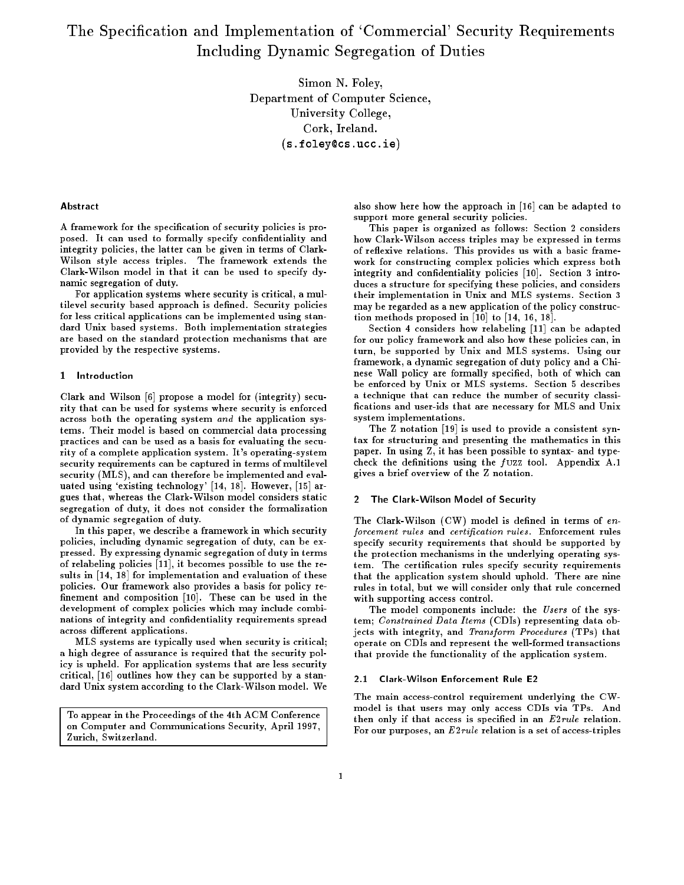# The Specification and Implementation of 'Commercial' Security Requirements Including Dynamic Segregation of Duties

Simon N. Foley,
Department of Computer Science,
University College,
Cork, Ireland.
(s.foley@cs.ucc.ie)

### Abstract

A framework for the specification of security policies is proposed. It can used to formally specify confidentiality and integrity policies, the latter can be given in terms of Clark-Wilson style access triples. The framework extends the Clark-Wilson model in that it can be used to specify dynamic segregation of duty.

For application systems where security is critical, a multilevel security based approach is defined. Security policies for less critical applications can be implemented using standard Unix based systems. Both implementation strategies are based on the standard protection mechanisms that are provided by the respective systems.

> To appear in the Proceedings of the 4th ACM Conference on Computer and Communications Security, April 1997, Zurich, Switzerland.

## 1 Introduction

Clark and Wilson [6] propose a model for (integrity) security that can be used for systems where security is enforced across both the operating system *and* the application systems. Their model is based on commercial data processing practices and can be used as a basis for evaluating the security of a complete application system. It's operating-system security requirements can be captured in terms of multilevel security (MLS), and can therefore be implemented and evaluated using 'existing technology' [14, 18]. However, [15] argues that, whereas the Clark-Wilson model considers static segregation of duty, it does not consider the formalization of dynamic segregation of duty.

In this paper, we describe a framework in which security policies, including dynamic segregation of duty, can be expressed. By expressing dynamic segregation of duty in terms of relabeling policies [11], it becomes possible to use the results in [14, 18] for implementation and evaluation of these policies. Our framework also provides a basis for policy refinement and composition [10]. These can be used in the development of complex policies which may include combinations of integrity and confidentiality requirements spread across different applications.

MLS systems are typically used when security is critical; a high degree of assurance is required that the security policy is upheld. For application systems that are less security critical, [16] outlines how they can be supported by a standard Unix system according to the Clark-Wilson model. We also show here how the approach in [16] can be adapted to support more general security policies.

This paper is organized as follows: Section 2 considers how Clark-Wilson access triples may be expressed in terms of reflexive relations. This provides us with a basic framework for constructing complex policies which express both integrity and confidentiality policies [10]. Section 3 introduces a structure for specifying these policies, and considers their implementation in Unix and MLS systems. Section 3 may be regarded as a new application of the policy construction methods proposed in [10] to [14, 16, 18].

Section 4 considers how relabeling [11] can be adapted for our policy framework and also how these policies can, in turn, be supported by Unix and MLS systems. Using our framework, a dynamic segregation of duty policy and a Chinese Wall policy are formally specified, both of which can be enforced by Unix or MLS systems. Section 5 describes a technique that can reduce the number of security classifications and user-ids that are necessary for MLS and Unix system implementations.

The Z notation [19] is used to provide a consistent syntax for structuring and presenting the mathematics in this paper. In using Z, it has been possible to syntax- and type-check the definitions using the $f$UZZ tool. Appendix A.1 gives a brief overview of the Z notation.

## 2 The Clark-Wilson Model of Security

The Clark-Wilson (CW) model is defined in terms of *enforcement rules* and *certification rules*. Enforcement rules specify security requirements that should be supported by the protection mechanisms in the underlying operating system. The certification rules specify security requirements that the application system should uphold. There are nine rules in total, but we will consider only that rule concerned with supporting access control.

The model components include: the *Users* of the system; *Constrained Data Items* (CDIs) representing data objects with integrity, and *Transform Procedures* (TPs) that operate on CDIs and represent the well-formed transactions that provide the functionality of the application system.

### 2.1 Clark-Wilson Enforcement Rule E2

The main access-control requirement underlying the CW-model is that users may only access CDIs via TPs. And then only if that access is specified in an *E2rule* relation. For our purposes, an *E2rule* relation is a set of access-triples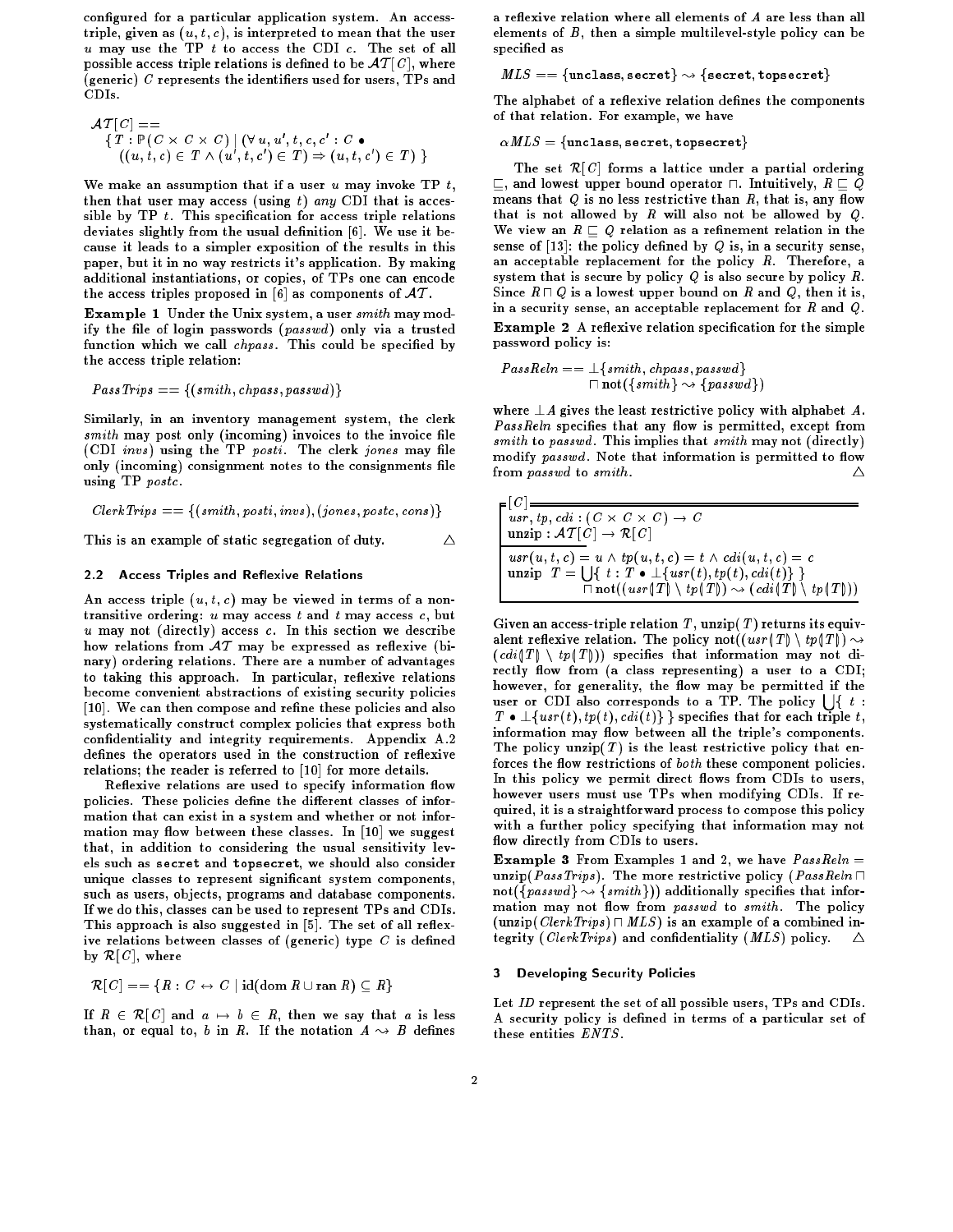configured for a particular application system. An access-triple, given as $(u, t, c)$, is interpreted to mean that the user $u$ may use the TP $t$ to access the CDI $c$. The set of all possible access triple relations is defined to be $\mathcal{AT}[C]$, where (generic) $C$ represents the identifiers used for users, TPs and CDIs.

$$\begin{aligned}
&\mathcal{AT}[C] == \\
&\quad \{ T : \mathbb{P}(C \times C \times C) \mid (\forall u, u', t, c, c' : C \bullet \\
&\quad\quad ((u, t, c) \in T \wedge (u', t, c') \in T) \Rightarrow (u, t, c') \in T) \}
\end{aligned}$$

We make an assumption that if a user $u$ may invoke TP $t$, then that user may access (using $t$) *any* CDI that is accessible by TP $t$. This specification for access triple relations deviates slightly from the usual definition [6]. We use it because it leads to a simpler exposition of the results in this paper, but it in no way restricts it's application. By making additional instantiations, or copies, of TPs one can encode the access triples proposed in [6] as components of $\mathcal{AT}$.

**Example 1** Under the Unix system, a user *smith* may modify the file of login passwords (*passwd*) only via a trusted function which we call *chpass*. This could be specified by the access triple relation:

$$PassTrips == \{(smith, chpass, passwd)\}$$

Similarly, in an inventory management system, the clerk *smith* may post only (incoming) invoices to the invoice file (CDI *invs*) using the TP *posti*. The clerk *jones* may file only (incoming) consignment notes to the consignments file using TP *postc*.

$$ClerkTrips == \{(smith, posti, invs), (jones, postc, cons)\}$$

This is an example of static segregation of duty. △

### 2.2 Access Triples and Reflexive Relations

An access triple $(u, t, c)$ may be viewed in terms of a non-transitive ordering: $u$ may access $t$ and $t$ may access $c$, but $u$ may not (directly) access $c$. In this section we describe how relations from $\mathcal{AT}$ may be expressed as reflexive (binary) ordering relations. There are a number of advantages to taking this approach. In particular, reflexive relations become convenient abstractions of existing security policies [10]. We can then compose and refine these policies and also systematically construct complex policies that express both confidentiality and integrity requirements. Appendix A.2 defines the operators used in the construction of reflexive relations; the reader is referred to [10] for more details.

Reflexive relations are used to specify information flow policies. These policies define the different classes of information that can exist in a system and whether or not information may flow between these classes. In [10] we suggest that, in addition to considering the usual sensitivity levels such as `secret` and `topsecret`, we should also consider unique classes to represent significant system components, such as users, objects, programs and database components. If we do this, classes can be used to represent TPs and CDIs. This approach is also suggested in [5]. The set of all reflexive relations between classes of (generic) type $C$ is defined by $\mathcal{R}[C]$, where

$$\mathcal{R}[C] == \{R : C \leftrightarrow C \mid \mathrm{id}(\mathrm{dom}\, R \cup \mathrm{ran}\, R) \subseteq R\}$$

If $R \in \mathcal{R}[C]$ and $a \mapsto b \in R$, then we say that $a$ is less than, or equal to, $b$ in $R$. If the notation $A \rightsquigarrow B$ defines a reflexive relation where all elements of $A$ are less than all elements of $B$, then a simple multilevel-style policy can be specified as

$$MLS == \{\mathtt{unclass}, \mathtt{secret}\} \rightsquigarrow \{\mathtt{secret}, \mathtt{topsecret}\}$$

The alphabet of a reflexive relation defines the components of that relation. For example, we have

$$\alpha MLS = \{\mathtt{unclass}, \mathtt{secret}, \mathtt{topsecret}\}$$

The set $\mathcal{R}[C]$ forms a lattice under a partial ordering $\sqsubseteq$, and lowest upper bound operator $\sqcap$. Intuitively, $R \sqsubseteq Q$ means that $Q$ is no less restrictive than $R$, that is, any flow that is not allowed by $R$ will also not be allowed by $Q$. We view an $R \sqsubseteq Q$ relation as a refinement relation in the sense of [13]: the policy defined by $Q$ is, in a security sense, an acceptable replacement for the policy $R$. Therefore, a system that is secure by policy $Q$ is also secure by policy $R$. Since $R \sqcap Q$ is a lowest upper bound on $R$ and $Q$, then it is, in a security sense, an acceptable replacement for $R$ and $Q$.

**Example 2** A reflexive relation specification for the simple password policy is:

$$\begin{aligned}
PassReln == &\perp\{smith, chpass, passwd\} \\
&\sqcap \mathbf{not}(\{smith\} \rightsquigarrow \{passwd\})
\end{aligned}$$

where $\perp A$ gives the least restrictive policy with alphabet $A$. *PassReln* specifies that any flow is permitted, except from *smith* to *passwd*. This implies that *smith* may not (directly) modify *passwd*. Note that information is permitted to flow from *passwd* to *smith*. △

$$\begin{aligned}
&[C] \\
&usr, tp, cdi : (C \times C \times C) \rightarrow C \\
&\mathbf{unzip} : \mathcal{AT}[C] \rightarrow \mathcal{R}[C] \\
&\hline \\
&usr(u, t, c) = u \wedge tp(u, t, c) = t \wedge cdi(u, t, c) = c \\
&\mathbf{unzip}\ \ T = \bigcup\{\ t : T \bullet \perp\{usr(t), tp(t), cdi(t)\}\ \} \\
&\qquad\qquad \sqcap \mathbf{not}((usr(\!|T|\!) \setminus tp(\!|T|\!)) \rightsquigarrow (cdi(\!|T|\!) \setminus tp(\!|T|\!)))
\end{aligned}$$

Given an access-triple relation $T$, unzip$(T)$ returns its equivalent reflexive relation. The policy $\mathbf{not}((usr(\!|T|\!) \setminus tp(\!|T|\!)) \rightsquigarrow (cdi(\!|T|\!) \setminus tp(\!|T|\!)))$ specifies that information may not directly flow from (a class representing) a user to a CDI; however, for generality, the flow may be permitted if the user or CDI also corresponds to a TP. The policy $\bigcup\{\ t : T \bullet \perp\{usr(t), tp(t), cdi(t)\}\ \}$ specifies that for each triple $t$, information may flow between all the triple's components. The policy unzip$(T)$ is the least restrictive policy that enforces the flow restrictions of *both* these component policies. In this policy we permit direct flows from CDIs to users, however users must use TPs when modifying CDIs. If required, it is a straightforward process to compose this policy with a further policy specifying that information may not flow directly from CDIs to users.

**Example 3** From Examples 1 and 2, we have $PassReln =$ unzip$(PassTrips)$. The more restrictive policy $(PassReln \sqcap \mathbf{not}(\{passwd\} \rightsquigarrow \{smith\}))$ additionally specifies that information may not flow from *passwd* to *smith*. The policy (unzip$(ClerkTrips) \sqcap MLS$) is an example of a combined integrity ($ClerkTrips$) and confidentiality ($MLS$) policy. △

## 3 Developing Security Policies

Let *ID* represent the set of all possible users, TPs and CDIs. A security policy is defined in terms of a particular set of these entities *ENTS*.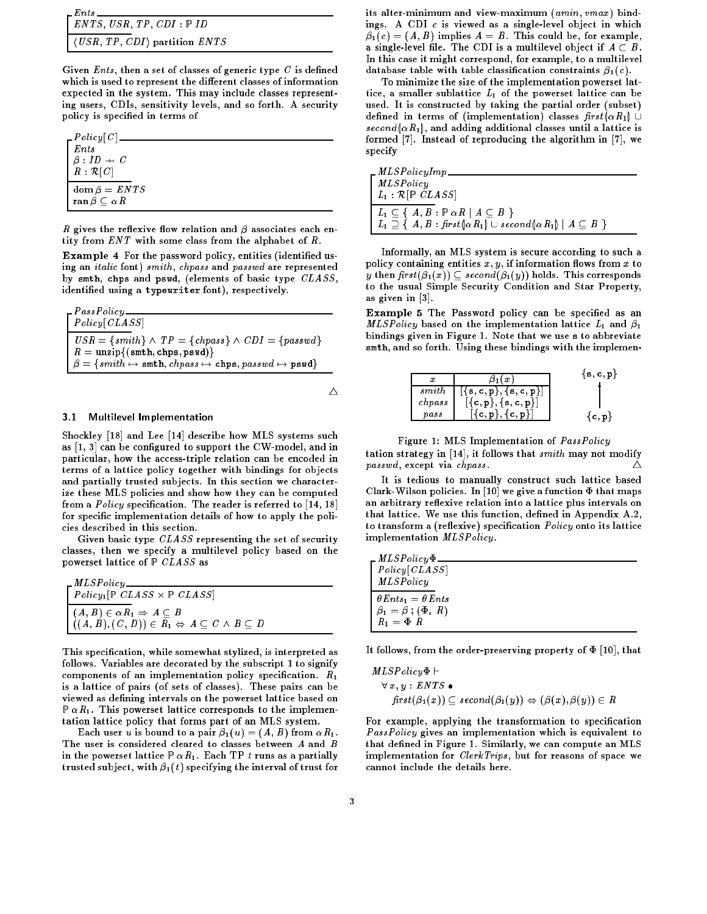$$
\begin{array}{|l}
\hline
\textit{Ents} \\
\hline
ENTS, USR, TP, CDI : \mathbb{P}\, ID \\
\hline
\langle USR, TP, CDI \rangle \text{ partition } ENTS \\
\hline
\end{array}
$$

Given *Ents*, then a set of classes of generic type $C$ is defined which is used to represent the different classes of information expected in the system. This may include classes representing users, CDIs, sensitivity levels, and so forth. A security policy is specified in terms of

$$
\begin{array}{|l}
\hline
\textit{Policy}[C] \\
\hline
Ents \\
\beta : ID \twoheadrightarrow C \\
R : \mathcal{R}[C] \\
\hline
\operatorname{dom} \beta = ENTS \\
\operatorname{ran} \beta \subseteq \alpha R \\
\hline
\end{array}
$$

$R$ gives the reflexive flow relation and $\beta$ associates each entity from $ENT$ with some class from the alphabet of $R$.

**Example 4** For the password policy, entities (identified using an *italic* font) *smith*, *chpass* and *passwd* are represented by `smth`, `chps` and `pswd`, (elements of basic type $CLASS$, identified using a `typewriter` font), respectively.

$$
\begin{array}{|l}
\hline
\textit{PassPolicy} \\
\hline
Policy[CLASS] \\
\hline
USR = \{smith\} \wedge TP = \{chpass\} \wedge CDI = \{passwd\} \\
R = \mathtt{unzip}\{(\mathtt{smth}, \mathtt{chps}, \mathtt{pswd})\} \\
\beta = \{smith \mapsto \mathtt{smth}, chpass \mapsto \mathtt{chps}, passwd \mapsto \mathtt{pswd}\} \\
\hline
\end{array}
$$

△

### 3.1 Multilevel Implementation

Shockley [18] and Lee [14] describe how MLS systems such as [1, 3] can be configured to support the CW-model, and in particular, how the access-triple relation can be encoded in terms of a lattice policy together with bindings for objects and partially trusted subjects. In this section we characterize these MLS policies and show how they can be computed from a *Policy* specification. The reader is referred to [14, 18] for specific implementation details of how to apply the policies described in this section.

Given basic type $CLASS$ representing the set of security classes, then we specify a multilevel policy based on the powerset lattice of $\mathbb{P}\, CLASS$ as

$$
\begin{array}{|l}
\hline
\textit{MLSPolicy} \\
\hline
Policy_1[\mathbb{P}\, CLASS \times \mathbb{P}\, CLASS] \\
\hline
(A, B) \in \alpha R_1 \Rightarrow A \subseteq B \\
((A, B), (C, D)) \in R_1 \Leftrightarrow A \subseteq C \wedge B \subseteq D \\
\hline
\end{array}
$$

This specification, while somewhat stylized, is interpreted as follows. Variables are decorated by the subscript 1 to signify components of an implementation policy specification. $R_1$ is a lattice of pairs (of sets of classes). These pairs can be viewed as defining intervals on the powerset lattice based on $\mathbb{P}\, \alpha R_1$. This powerset lattice corresponds to the implementation lattice policy that forms part of an MLS system.

Each user $u$ is bound to a pair $\beta_1(u) = (A, B)$ from $\alpha R_1$. The user is considered cleared to classes between $A$ and $B$ in the powerset lattice $\mathbb{P}\, \alpha R_1$. Each TP $t$ runs as a partially trusted subject, with $\beta_1(t)$ specifying the interval of trust for its alter-minimum and view-maximum ($amin$, $vmax$) bindings. A CDI $c$ is viewed as a single-level object in which $\beta_1(c) = (A, B)$ implies $A = B$. This could be, for example, a single-level file. The CDI is a multilevel object if $A \subset B$. In this case it might correspond, for example, to a multilevel database table with table classification constraints $\beta_1(c)$.

To minimize the size of the implementation powerset lattice, a smaller sublattice $L_1$ of the powerset lattice can be used. It is constructed by taking the partial order (subset) defined in terms of (implementation) classes $first(\!|\alpha R_1|\!) \cup second(\!|\alpha R_1|\!)$, and adding additional classes until a lattice is formed [7]. Instead of reproducing the algorithm in [7], we specify

$$
\begin{array}{|l}
\hline
\textit{MLSPolicyImp} \\
\hline
MLSPolicy \\
L_1 : \mathcal{R}[\mathbb{P}\, CLASS] \\
\hline
L_1 \subseteq \{\, A, B : \mathbb{P}\, \alpha R \mid A \subseteq B \,\} \\
L_1 \supseteq \{\, A, B : first(\!|\alpha R_1|\!) \cup second(\!|\alpha R_1|\!) \mid A \subseteq B \,\} \\
\hline
\end{array}
$$

Informally, an MLS system is secure according to such a policy containing entities $x, y$, if information flows from $x$ to $y$ then $first(\beta_1(x)) \subseteq second(\beta_1(y))$ holds. This corresponds to the usual Simple Security Condition and Star Property, as given in [3].

**Example 5** The Password policy can be specified as an *MLSPolicy* based on the implementation lattice $L_1$ and $\beta_1$ bindings given in Figure 1. Note that we use `s` to abbreviate `smth`, and so forth. Using these bindings with the implementation strategy in [14], it follows that *smith* may not modify *passwd*, except via *chpass*. △

| $x$ | $\beta_1(x)$ |
|---|---|
| *smith* | $[\{\mathtt{s}, \mathtt{c}, \mathtt{p}\}, \{\mathtt{s}, \mathtt{c}, \mathtt{p}\}]$ |
| *chpass* | $[\{\mathtt{c}, \mathtt{p}\}, \{\mathtt{s}, \mathtt{c}, \mathtt{p}\}]$ |
| *pass* | $[\{\mathtt{c}, \mathtt{p}\}, \{\mathtt{c}, \mathtt{p}\}]$ |

$\{\mathtt{s}, \mathtt{c}, \mathtt{p}\}$

↑

$\{\mathtt{c}, \mathtt{p}\}$

Figure 1: MLS Implementation of *PassPolicy*

It is tedious to manually construct such lattice based Clark-Wilson policies. In [10] we give a function $\Phi$ that maps an arbitrary reflexive relation into a lattice plus intervals on that lattice. We use this function, defined in Appendix A.2, to transform a (reflexive) specification *Policy* onto its lattice implementation *MLSPolicy*.

$$
\begin{array}{|l}
\hline
\textit{MLSPolicy}\Phi \\
\hline
Policy[CLASS] \\
MLSPolicy \\
\hline
\theta Ents_1 = \theta Ents \\
\beta_1 = \beta \,;\, (\Phi_\iota\, R) \\
R_1 = \Phi\, R \\
\hline
\end{array}
$$

It follows, from the order-preserving property of $\Phi$ [10], that

$$
\begin{array}{l}
MLSPolicy\Phi \vdash \\
\quad \forall x, y : ENTS \bullet \\
\qquad first(\beta_1(x)) \subseteq second(\beta_1(y)) \Leftrightarrow (\beta(x), \beta(y)) \in R
\end{array}
$$

For example, applying the transformation to specification *PassPolicy* gives an implementation which is equivalent to that defined in Figure 1. Similarly, we can compute an MLS implementation for *ClerkTrips*, but for reasons of space we cannot include the details here.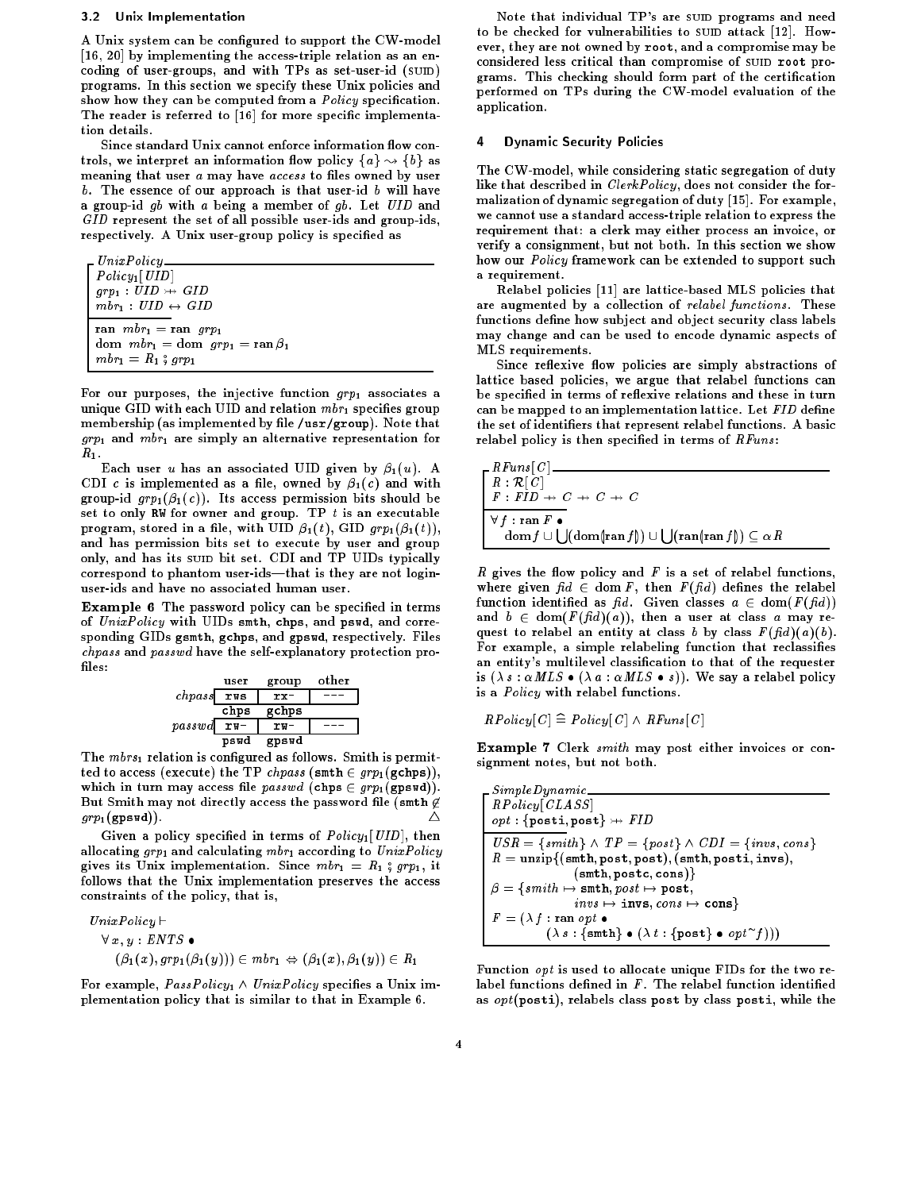### 3.2 Unix Implementation

A Unix system can be configured to support the CW-model [16, 20] by implementing the access-triple relation as an encoding of user-groups, and with TPs as set-user-id (SUID) programs. In this section we specify these Unix policies and show how they can be computed from a *Policy* specification. The reader is referred to [16] for more specific implementation details.

Since standard Unix cannot enforce information flow controls, we interpret an information flow policy $\{a\} \rightsquigarrow \{b\}$ as meaning that user $a$ may have *access* to files owned by user $b$. The essence of our approach is that user-id $b$ will have a group-id $gb$ with $a$ being a member of $gb$. Let $UID$ and $GID$ represent the set of all possible user-ids and group-ids, respectively. A Unix user-group policy is specified as

$$
\begin{array}{l}
\textit{UnixPolicy} \\
\hline
\textit{Policy}_1[\textit{UID}] \\
grp_1 : \textit{UID} \rightarrowtail\!\!\!\!\!\!\;\;+\; \textit{GID} \\
mbr_1 : \textit{UID} \leftrightarrow \textit{GID} \\
\hline
\operatorname{ran}\, mbr_1 = \operatorname{ran}\, grp_1 \\
\operatorname{dom}\, mbr_1 = \operatorname{dom}\, grp_1 = \operatorname{ran} \beta_1 \\
mbr_1 = R_1 \mathbin{⨾} grp_1
\end{array}
$$

For our purposes, the injective function $grp_1$ associates a unique GID with each UID and relation $mbr_1$ specifies group membership (as implemented by file `/usr/group`). Note that $grp_1$ and $mbr_1$ are simply an alternative representation for $R_1$.

Each user $u$ has an associated UID given by $\beta_1(u)$. A CDI $c$ is implemented as a file, owned by $\beta_1(c)$ and with group-id $grp_1(\beta_1(c))$. Its access permission bits should be set to only `RW` for owner and group. TP $t$ is an executable program, stored in a file, with UID $\beta_1(t)$, GID $grp_1(\beta_1(t))$, and has permission bits set to execute by user and group only, and has its SUID bit set. CDI and TP UIDs typically correspond to phantom user-ids—that is they are not login-user-ids and have no associated human user.

**Example 6** The password policy can be specified in terms of *UnixPolicy* with UIDs `smth`, `chps`, and `pswd`, and corresponding GIDs `gsmth`, `gchps`, and `gpswd`, respectively. Files *chpass* and *passwd* have the self-explanatory protection profiles:

| | user | group | other |
|---|---|---|---|
| *chpass* | `rws` | `rx-` | `---` |
| | `chps` | `gchps` | |
| *passwd* | `rw-` | `rw-` | `---` |
| | `pswd` | `gpswd` | |

The $mbrs_1$ relation is configured as follows. Smith is permitted to access (execute) the TP *chpass* ($\texttt{smth} \in grp_1(\texttt{gchps})$), which in turn may access file *passwd* ($\texttt{chps} \in grp_1(\texttt{gpswd})$). But Smith may not directly access the password file ($\texttt{smth} \notin grp_1(\texttt{gpswd})$). △

Given a policy specified in terms of $\textit{Policy}_1[\textit{UID}]$, then allocating $grp_1$ and calculating $mbr_1$ according to *UnixPolicy* gives its Unix implementation. Since $mbr_1 = R_1 \mathbin{⨾} grp_1$, it follows that the Unix implementation preserves the access constraints of the policy, that is,

$$
\begin{array}{l}
\textit{UnixPolicy} \vdash \\
\quad \forall x, y : \textit{ENTS} \bullet \\
\qquad (\beta_1(x), grp_1(\beta_1(y))) \in mbr_1 \Leftrightarrow (\beta_1(x), \beta_1(y)) \in R_1
\end{array}
$$

For example, $\textit{PassPolicy}_1 \wedge \textit{UnixPolicy}$ specifies a Unix implementation policy that is similar to that in Example 6.

Note that individual TP's are SUID programs and need to be checked for vulnerabilities to SUID attack [12]. However, they are not owned by `root`, and a compromise may be considered less critical than compromise of SUID `root` programs. This checking should form part of the certification performed on TPs during the CW-model evaluation of the application.

## 4 Dynamic Security Policies

The CW-model, while considering static segregation of duty like that described in *ClerkPolicy*, does not consider the formalization of dynamic segregation of duty [15]. For example, we cannot use a standard access-triple relation to express the requirement that: a clerk may either process an invoice, or verify a consignment, but not both. In this section we show how our *Policy* framework can be extended to support such a requirement.

Relabel policies [11] are lattice-based MLS policies that are augmented by a collection of *relabel functions*. These functions define how subject and object security class labels may change and can be used to encode dynamic aspects of MLS requirements.

Since reflexive flow policies are simply abstractions of lattice based policies, we argue that relabel functions can be specified in terms of reflexive relations and these in turn can be mapped to an implementation lattice. Let $FID$ define the set of identifiers that represent relabel functions. A basic relabel policy is then specified in terms of *RFuns*:

$$
\begin{array}{l}
\textit{RFuns}[C] \\
\hline
R : \mathcal{R}[C] \\
F : \textit{FID} \rightarrow\!\!\!\!\!+\; C \rightarrow\!\!\!\!\!+\; C \rightarrow\!\!\!\!\!+\; C \\
\hline
\forall f : \operatorname{ran} F \bullet \\
\quad \operatorname{dom} f \cup \bigcup(\operatorname{dom}(\!|\operatorname{ran} f|\!)) \cup \bigcup(\operatorname{ran}(\!|\operatorname{ran} f|\!)) \subseteq \alpha R
\end{array}
$$

$R$ gives the flow policy and $F$ is a set of relabel functions, where given $\textit{fid} \in \operatorname{dom} F$, then $F(\textit{fid})$ defines the relabel function identified as $\textit{fid}$. Given classes $a \in \operatorname{dom}(F(\textit{fid}))$ and $b \in \operatorname{dom}(F(\textit{fid})(a))$, then a user at class $a$ may request to relabel an entity at class $b$ by class $F(\textit{fid})(a)(b)$. For example, a simple relabeling function that reclassifies an entity's multilevel classification to that of the requester is $(\lambda\, s : \alpha MLS \bullet (\lambda\, a : \alpha MLS \bullet s))$. We say a relabel policy is a *Policy* with relabel functions.

$$
\textit{RPolicy}[C] \mathrel{\widehat{=}} \textit{Policy}[C] \wedge \textit{RFuns}[C]
$$

**Example 7** Clerk *smith* may post either invoices or consignment notes, but not both.

$$
\begin{array}{l}
\textit{SimpleDynamic} \\
\hline
\textit{RPolicy}[\textit{CLASS}] \\
opt : \{\texttt{posti}, \texttt{post}\} \rightarrowtail\!\!\!\!\!+\; \textit{FID} \\
\hline
USR = \{smith\} \wedge TP = \{post\} \wedge CDI = \{invs, cons\} \\
R = \operatorname{unzip}\{(\texttt{smth}, \texttt{post}, \texttt{post}), (\texttt{smth}, \texttt{posti}, \texttt{invs}), \\
\qquad\qquad (\texttt{smth}, \texttt{postc}, \texttt{cons})\} \\
\beta = \{smith \mapsto \texttt{smth}, post \mapsto \texttt{post}, \\
\qquad\quad invs \mapsto \texttt{invs}, cons \mapsto \texttt{cons}\} \\
F = (\lambda\, f : \operatorname{ran} opt \bullet \\
\qquad\quad (\lambda\, s : \{\texttt{smth}\} \bullet (\lambda\, t : \{\texttt{post}\} \bullet opt^{\sim} f)))
\end{array}
$$

Function $opt$ is used to allocate unique FIDs for the two relabel functions defined in $F$. The relabel function identified as $opt(\texttt{posti})$, relabels class `post` by class `posti`, while the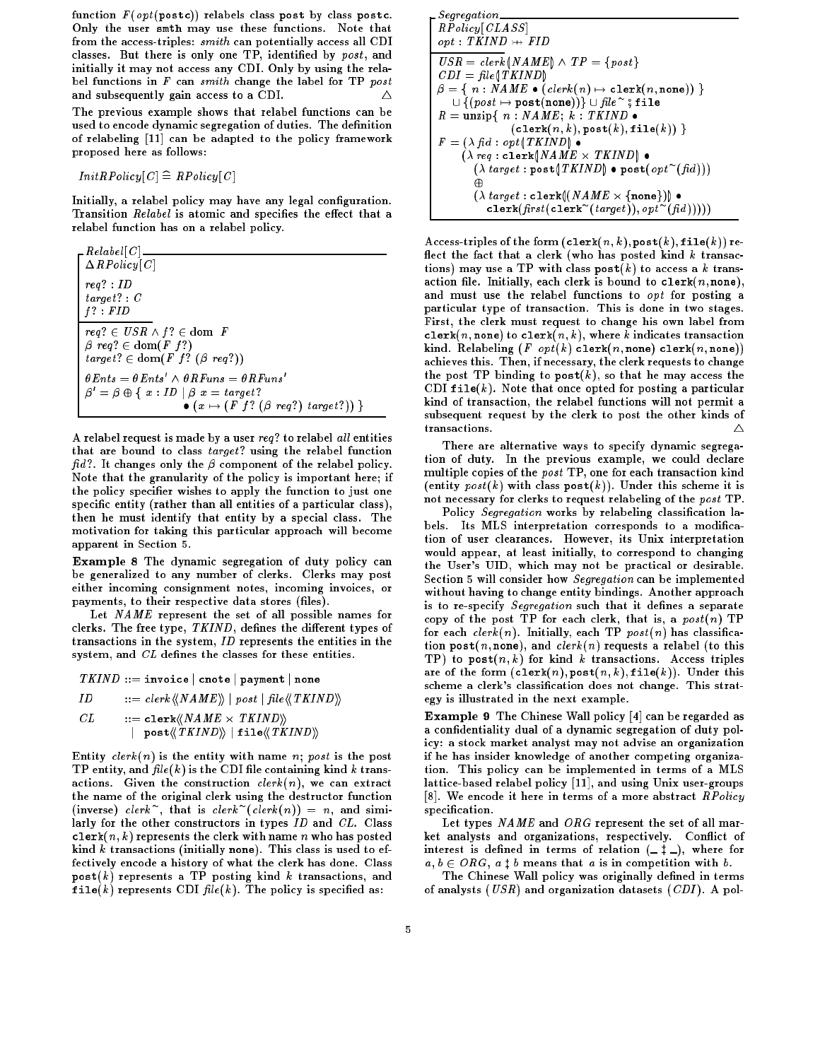function $F(opt(\texttt{postc}))$ relabels class $\texttt{post}$ by class $\texttt{postc}$. Only the user $\texttt{smth}$ may use these functions. Note that from the access-triples: *smith* can potentially access all CDI classes. But there is only one TP, identified by *post*, and initially it may not access any CDI. Only by using the relabel functions in $F$ can *smith* change the label for TP *post* and subsequently gain access to a CDI. $\triangle$

The previous example shows that relabel functions can be used to encode dynamic segregation of duties. The definition of relabeling [11] can be adapted to the policy framework proposed here as follows:

$$InitRPolicy[C] \mathrel{\widehat=} RPolicy[C]$$

Initially, a relabel policy may have any legal configuration. Transition *Relabel* is atomic and specifies the effect that a relabel function has on a relabel policy.

$$
\begin{array}{l}
\textit{Relabel}[C] \\
\hline
\Delta RPolicy[C] \\
req? : ID \\
target? : C \\
f? : FID \\
\hline
req? \in USR \wedge f? \in \operatorname{dom}\ F \\
\beta\ req? \in \operatorname{dom}(F\ f?) \\
target? \in \operatorname{dom}(F\ f?\ (\beta\ req?)) \\
\theta Ents = \theta Ents' \wedge \theta RFuns = \theta RFuns' \\
\beta' = \beta \oplus \{\ x : ID \mid \beta\ x = target? \\
\qquad\qquad \bullet (x \mapsto (F\ f?\ (\beta\ req?)\ target?))\ \}
\end{array}
$$

A relabel request is made by a user *req*? to relabel *all* entities that are bound to class *target*? using the relabel function *fid*?. It changes only the $\beta$ component of the relabel policy. Note that the granularity of the policy is important here; if the policy specifier wishes to apply the function to just one specific entity (rather than all entities of a particular class), then he must identify that entity by a special class. The motivation for taking this particular approach will become apparent in Section 5.

**Example 8** The dynamic segregation of duty policy can be generalized to any number of clerks. Clerks may post either incoming consignment notes, incoming invoices, or payments, to their respective data stores (files).

Let *NAME* represent the set of all possible names for clerks. The free type, *TKIND*, defines the different types of transactions in the system, *ID* represents the entities in the system, and *CL* defines the classes for these entities.

$$
\begin{array}{lcl}
TKIND & ::= & \texttt{invoice} \mid \texttt{cnote} \mid \texttt{payment} \mid \texttt{none} \\
ID & ::= & clerk\langle\!\langle NAME\rangle\!\rangle \mid post \mid file\langle\!\langle TKIND\rangle\!\rangle \\
CL & ::= & \texttt{clerk}\langle\!\langle NAME \times TKIND\rangle\!\rangle \\
 & \mid & \texttt{post}\langle\!\langle TKIND\rangle\!\rangle \mid \texttt{file}\langle\!\langle TKIND\rangle\!\rangle
\end{array}
$$

Entity $clerk(n)$ is the entity with name $n$; *post* is the post TP entity, and $file(k)$ is the CDI file containing kind $k$ transactions. Given the construction $clerk(n)$, we can extract the name of the original clerk using the destructor function (inverse) $clerk^\sim$, that is $clerk^\sim(clerk(n)) = n$, and similarly for the other constructors in types *ID* and *CL*. Class $\texttt{clerk}(n,k)$ represents the clerk with name $n$ who has posted kind $k$ transactions (initially $\texttt{none}$). This class is used to effectively encode a history of what the clerk has done. Class $\texttt{post}(k)$ represents a TP posting kind $k$ transactions, and $\texttt{file}(k)$ represents CDI $file(k)$. The policy is specified as:

$$
\begin{array}{l}
\textit{Segregation} \\
\hline
RPolicy[CLASS] \\
opt : TKIND \rightarrowtail FID \\
\hline
USR = clerk(\!| NAME |\!) \wedge TP = \{post\} \\
CDI = file(\!| TKIND |\!) \\
\beta = \{\ n : NAME \bullet (clerk(n) \mapsto \texttt{clerk}(n, \texttt{none}))\ \} \\
\quad \cup \{(post \mapsto \texttt{post}(\texttt{none}))\} \cup file^\sim \mathbin{;} \texttt{file} \\
R = \operatorname{unzip}\{\ n : NAME;\ k : TKIND\ \bullet \\
\qquad\qquad (\texttt{clerk}(n,k), \texttt{post}(k), \texttt{file}(k))\ \} \\
F = (\lambda\ fid : opt(\!| TKIND |\!) \bullet \\
\quad (\lambda\ req : \texttt{clerk}(\!| NAME \times TKIND |\!) \bullet \\
\qquad (\lambda\ target : \texttt{post}(\!| TKIND |\!) \bullet \texttt{post}(opt^\sim(fid))) \\
\qquad \oplus \\
\qquad (\lambda\ target : \texttt{clerk}(\!|(NAME \times \{\texttt{none}\})|\!) \bullet \\
\qquad\quad \texttt{clerk}(first(\texttt{clerk}^\sim(target)), opt^\sim(fid)))))
\end{array}
$$

Access-triples of the form $(\texttt{clerk}(n,k), \texttt{post}(k), \texttt{file}(k))$ reflect the fact that a clerk (who has posted kind $k$ transactions) may use a TP with class $\texttt{post}(k)$ to access a $k$ transaction file. Initially, each clerk is bound to $\texttt{clerk}(n, \texttt{none})$, and must use the relabel functions to *opt* for posting a particular type of transaction. This is done in two stages. First, the clerk must request to change his own label from $\texttt{clerk}(n, \texttt{none})$ to $\texttt{clerk}(n,k)$, where $k$ indicates transaction kind. Relabeling $(F\ \ opt(k)\ \texttt{clerk}(n, \texttt{none})\ \texttt{clerk}(n, \texttt{none}))$ achieves this. Then, if necessary, the clerk requests to change the post TP binding to $\texttt{post}(k)$, so that he may access the CDI $\texttt{file}(k)$. Note that once opted for posting a particular kind of transaction, the relabel functions will not permit a subsequent request by the clerk to post the other kinds of transactions. $\triangle$

There are alternative ways to specify dynamic segregation of duty. In the previous example, we could declare multiple copies of the *post* TP, one for each transaction kind (entity $post(k)$ with class $\texttt{post}(k)$). Under this scheme it is not necessary for clerks to request relabeling of the *post* TP.

Policy *Segregation* works by relabeling classification labels. Its MLS interpretation corresponds to a modification of user clearances. However, its Unix interpretation would appear, at least initially, to correspond to changing the User's UID, which may not be practical or desirable. Section 5 will consider how *Segregation* can be implemented without having to change entity bindings. Another approach is to re-specify *Segregation* such that it defines a separate copy of the post TP for each clerk, that is, a $post(n)$ TP for each $clerk(n)$. Initially, each TP $post(n)$ has classification $\texttt{post}(n, \texttt{none})$, and $clerk(n)$ requests a relabel (to this TP) to $\texttt{post}(n,k)$ for kind $k$ transactions. Access triples are of the form $(\texttt{clerk}(n), \texttt{post}(n,k), \texttt{file}(k))$. Under this scheme a clerk's classification does not change. This strategy is illustrated in the next example.

**Example 9** The Chinese Wall policy [4] can be regarded as a confidentiality dual of a dynamic segregation of duty policy: a stock market analyst may not advise an organization if he has insider knowledge of another competing organization. This policy can be implemented in terms of a MLS lattice-based relabel policy [11], and using Unix user-groups [8]. We encode it here in terms of a more abstract *RPolicy* specification.

Let types *NAME* and *ORG* represent the set of all market analysts and organizations, respectively. Conflict of interest is defined in terms of relation $(\_ \ddagger \_)$, where for $a, b \in ORG$, $a \ddagger b$ means that $a$ is in competition with $b$.

The Chinese Wall policy was originally defined in terms of analysts (*USR*) and organization datasets (*CDI*). A pol-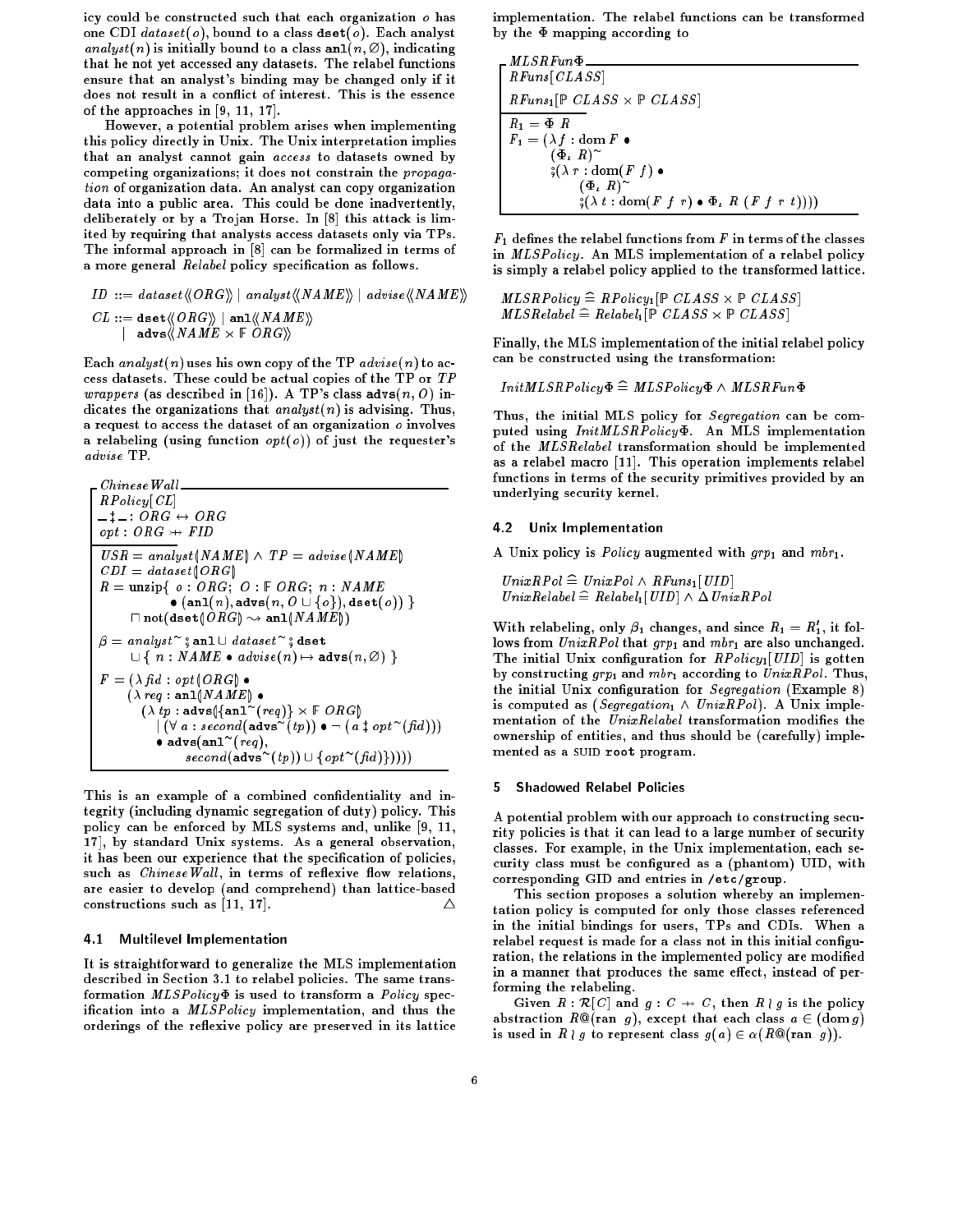icy could be constructed such that each organization $o$ has one CDI $dataset(o)$, bound to a class $\mathtt{dset}(o)$. Each analyst $analyst(n)$ is initially bound to a class $\mathtt{anl}(n, \varnothing)$, indicating that he not yet accessed any datasets. The relabel functions ensure that an analyst's binding may be changed only if it does not result in a conflict of interest. This is the essence of the approaches in [9, 11, 17].

However, a potential problem arises when implementing this policy directly in Unix. The Unix interpretation implies that an analyst cannot gain *access* to datasets owned by competing organizations; it does not constrain the *propagation* of organization data. An analyst can copy organization data into a public area. This could be done inadvertently, deliberately or by a Trojan Horse. In [8] this attack is limited by requiring that analysts access datasets only via TPs. The informal approach in [8] can be formalized in terms of a more general *Relabel* policy specification as follows.

$$ID ::= dataset\langle\langle ORG\rangle\rangle \mid analyst\langle\langle NAME\rangle\rangle \mid advise\langle\langle NAME\rangle\rangle$$

$$CL ::= \mathtt{dset}\langle\langle ORG\rangle\rangle \mid \mathtt{anl}\langle\langle NAME\rangle\rangle \mid \mathtt{advs}\langle\langle NAME \times \mathbb{F}\ ORG\rangle\rangle$$

Each $analyst(n)$ uses his own copy of the TP $advise(n)$ to access datasets. These could be actual copies of the TP or *TP wrappers* (as described in [16]). A TP's class $\mathtt{advs}(n, O)$ indicates the organizations that $analyst(n)$ is advising. Thus, a request to access the dataset of an organization $o$ involves a relabeling (using function $opt(o)$) of just the requester's *advise* TP.

**ChineseWall**

$$
\begin{array}{l}
RPolicy[CL] \\
\_ \ddagger \_ : ORG \leftrightarrow ORG \\
opt : ORG \rightarrowtail FID \\
\hline
USR = analyst(\!| NAME |\!) \wedge TP = advise(\!| NAME |\!) \\
CDI = dataset(\!| ORG |\!) \\
R = \mathrm{unzip}\{\ o : ORG;\ O : \mathbb{F}\ ORG;\ n : NAME \\
\qquad \bullet (\mathtt{anl}(n), \mathtt{advs}(n, O \cup \{o\}), \mathtt{dset}(o))\ \} \\
\quad \sqcap \mathrm{not}(\mathtt{dset}(\!| ORG |\!) \rightsquigarrow \mathtt{anl}(\!| NAME |\!)) \\
\beta = analyst^{\sim} \fatsemi \mathtt{anl} \cup dataset^{\sim} \fatsemi \mathtt{dset} \\
\quad \cup \{\ n : NAME \bullet advise(n) \mapsto \mathtt{advs}(n, \varnothing)\ \} \\
F = (\lambda\, fid : opt(\!| ORG |\!) \bullet \\
\quad (\lambda\, req : \mathtt{anl}(\!| NAME |\!) \bullet \\
\qquad (\lambda\, tp : \mathtt{advs}(\!| \{\mathtt{anl}^{\sim}(req)\} \times \mathbb{F}\ ORG |\!) \\
\qquad\quad \mid (\forall\, a : second(\mathtt{advs}^{\sim}(tp)) \bullet \neg\, (a \ddagger opt^{\sim}(fid))) \\
\qquad\quad \bullet \mathtt{advs}(\mathtt{anl}^{\sim}(req), \\
\qquad\qquad second(\mathtt{advs}^{\sim}(tp)) \cup \{opt^{\sim}(fid)\}))))
\end{array}
$$

This is an example of a combined confidentiality and integrity (including dynamic segregation of duty) policy. This policy can be enforced by MLS systems and, unlike [9, 11, 17], by standard Unix systems. As a general observation, it has been our experience that the specification of policies, such as *ChineseWall*, in terms of reflexive flow relations, are easier to develop (and comprehend) than lattice-based constructions such as [11, 17]. △

### 4.1 Multilevel Implementation

It is straightforward to generalize the MLS implementation described in Section 3.1 to relabel policies. The same transformation $MLSPolicy\Phi$ is used to transform a *Policy* specification into a *MLSPolicy* implementation, and thus the orderings of the reflexive policy are preserved in its lattice implementation. The relabel functions can be transformed by the $\Phi$ mapping according to

**MLSRFunΦ**

$$
\begin{array}{l}
RFuns[CLASS] \\
RFuns_1[\mathbb{P}\ CLASS \times \mathbb{P}\ CLASS] \\
\hline
R_1 = \Phi\ R \\
F_1 = (\lambda\, f : \mathrm{dom}\, F \bullet \\
\qquad (\Phi_\iota\ R)^{\sim} \\
\qquad \fatsemi (\lambda\, r : \mathrm{dom}(F\ f) \bullet \\
\qquad\quad (\Phi_\iota\ R)^{\sim} \\
\qquad\quad \fatsemi (\lambda\, t : \mathrm{dom}(F\ f\ r) \bullet \Phi_\iota\ R\ (F\ f\ r\ t))))
\end{array}
$$

$F_1$ defines the relabel functions from $F$ in terms of the classes in *MLSPolicy*. An MLS implementation of a relabel policy is simply a relabel policy applied to the transformed lattice.

$$MLSRPolicy \mathrel{\widehat=} RPolicy_1[\mathbb{P}\ CLASS \times \mathbb{P}\ CLASS]$$
$$MLSRelabel \mathrel{\widehat=} Relabel_1[\mathbb{P}\ CLASS \times \mathbb{P}\ CLASS]$$

Finally, the MLS implementation of the initial relabel policy can be constructed using the transformation:

$$InitMLSRPolicy\Phi \mathrel{\widehat=} MLSPolicy\Phi \wedge MLSRFun\Phi$$

Thus, the initial MLS policy for *Segregation* can be computed using $InitMLSRPolicy\Phi$. An MLS implementation of the *MLSRelabel* transformation should be implemented as a relabel macro [11]. This operation implements relabel functions in terms of the security primitives provided by an underlying security kernel.

### 4.2 Unix Implementation

A Unix policy is *Policy* augmented with $grp_1$ and $mbr_1$.

$$UnixRPol \mathrel{\widehat=} UnixPol \wedge RFuns_1[UID]$$
$$UnixRelabel \mathrel{\widehat=} Relabel_1[UID] \wedge \Delta\, UnixRPol$$

With relabeling, only $\beta_1$ changes, and since $R_1 = R_1'$, it follows from *UnixRPol* that $grp_1$ and $mbr_1$ are also unchanged. The initial Unix configuration for $RPolicy_1[UID]$ is gotten by constructing $grp_1$ and $mbr_1$ according to *UnixRPol*. Thus, the initial Unix configuration for *Segregation* (Example 8) is computed as ($Segregation_1 \wedge UnixRPol$). A Unix implementation of the *UnixRelabel* transformation modifies the ownership of entities, and thus should be (carefully) implemented as a SUID `root` program.

## 5 Shadowed Relabel Policies

A potential problem with our approach to constructing security policies is that it can lead to a large number of security classes. For example, in the Unix implementation, each security class must be configured as a (phantom) UID, with corresponding GID and entries in `/etc/group`.

This section proposes a solution whereby an implementation policy is computed for only those classes referenced in the initial bindings for users, TPs and CDIs. When a relabel request is made for a class not in this initial configuration, the relations in the implemented policy are modified in a manner that produces the same effect, instead of performing the relabeling.

Given $R : \mathcal{R}[C]$ and $g : C \rightarrowtail C$, then $R \wr g$ is the policy abstraction $R@(\mathrm{ran}\ g)$, except that each class $a \in (\mathrm{dom}\, g)$ is used in $R \wr g$ to represent class $g(a) \in \alpha(R@(\mathrm{ran}\ g))$.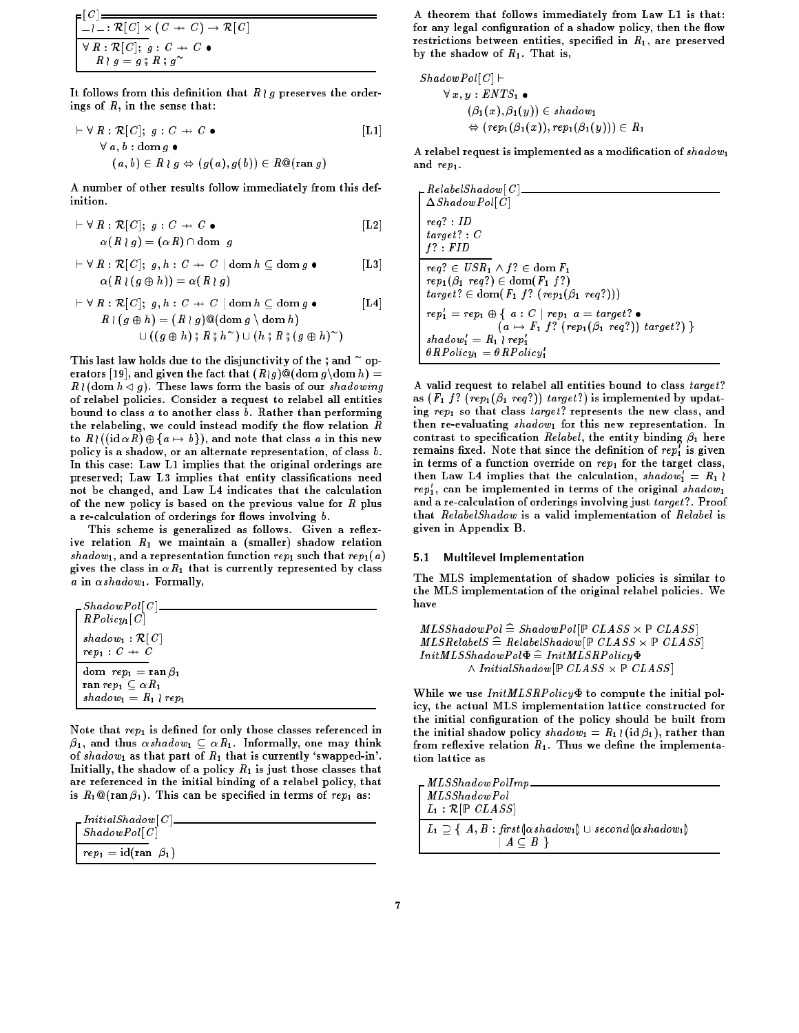$$
\begin{array}{l}
[C] \\
\hline
\_ \wr \_ : \mathcal{R}[C] \times (C \twoheadrightarrow C) \rightarrow \mathcal{R}[C] \\
\hline
\forall R : \mathcal{R}[C];\ g : C \twoheadrightarrow C \bullet \\
\quad R \wr g = g \mathbin{;} R \mathbin{;} g^{\sim}
\end{array}
$$

It follows from this definition that $R \wr g$ preserves the orderings of $R$, in the sense that:

$$
\begin{array}{ll}
\vdash \forall R : \mathcal{R}[C];\ g : C \twoheadrightarrow C \bullet & \text{[L1]} \\
\quad \forall a, b : \mathrm{dom}\, g \bullet & \\
\quad\quad (a,b) \in R \wr g \Leftrightarrow (g(a), g(b)) \in R @ (\mathrm{ran}\, g) &
\end{array}
$$

A number of other results follow immediately from this definition.

$$
\begin{array}{ll}
\vdash \forall R : \mathcal{R}[C];\ g : C \twoheadrightarrow C \bullet & \text{[L2]} \\
\quad \alpha(R \wr g) = (\alpha R) \cap \mathrm{dom}\ g &
\end{array}
$$

$$
\begin{array}{ll}
\vdash \forall R : \mathcal{R}[C];\ g, h : C \twoheadrightarrow C \mid \mathrm{dom}\, h \subseteq \mathrm{dom}\, g \bullet & \text{[L3]} \\
\quad \alpha(R \wr (g \oplus h)) = \alpha(R \wr g) &
\end{array}
$$

$$
\begin{array}{ll}
\vdash \forall R : \mathcal{R}[C];\ g, h : C \twoheadrightarrow C \mid \mathrm{dom}\, h \subseteq \mathrm{dom}\, g \bullet & \text{[L4]} \\
\quad R \wr (g \oplus h) = (R \wr g) @ (\mathrm{dom}\, g \setminus \mathrm{dom}\, h) & \\
\quad\quad \cup ((g \oplus h) \mathbin{;} R \mathbin{;} h^{\sim}) \cup (h \mathbin{;} R \mathbin{;} (g \oplus h)^{\sim}) &
\end{array}
$$

This last law holds due to the disjunctivity of the $;$ and $^{\sim}$ operators [19], and given the fact that $(R \wr g) @ (\mathrm{dom}\, g \setminus \mathrm{dom}\, h) = R \wr (\mathrm{dom}\, h \lhd g)$. These laws form the basis of our *shadowing* of relabel policies. Consider a request to relabel all entities bound to class $a$ to another class $b$. Rather than performing the relabeling, we could instead modify the flow relation $R$ to $R \wr ((\mathrm{id}\, \alpha R) \oplus \{a \mapsto b\})$, and note that class $a$ in this new policy is a shadow, or an alternate representation, of class $b$. In this case: Law L1 implies that the original orderings are preserved; Law L3 implies that entity classifications need not be changed, and Law L4 indicates that the calculation of the new policy is based on the previous value for $R$ plus a re-calculation of orderings for flows involving $b$.

This scheme is generalized as follows. Given a reflexive relation $R_1$ we maintain a (smaller) shadow relation $shadow_1$, and a representation function $rep_1$ such that $rep_1(a)$ gives the class in $\alpha R_1$ that is currently represented by class $a$ in $\alpha\, shadow_1$. Formally,

$$
\begin{array}{l}
\textit{ShadowPol}[C] \\
\hline
\textit{RPolicy}_1[C] \\
\hline
shadow_1 : \mathcal{R}[C] \\
rep_1 : C \twoheadrightarrow C \\
\hline
\mathrm{dom}\ rep_1 = \mathrm{ran}\, \beta_1 \\
\mathrm{ran}\, rep_1 \subseteq \alpha R_1 \\
shadow_1 = R_1 \wr rep_1
\end{array}
$$

Note that $rep_1$ is defined for only those classes referenced in $\beta_1$, and thus $\alpha\, shadow_1 \subseteq \alpha R_1$. Informally, one may think of $shadow_1$ as that part of $R_1$ that is currently 'swapped-in'. Initially, the shadow of a policy $R_1$ is just those classes that are referenced in the initial binding of a relabel policy, that is $R_1 @ (\mathrm{ran}\, \beta_1)$. This can be specified in terms of $rep_1$ as:

$$
\begin{array}{l}
\textit{InitialShadow}[C] \\
\hline
\textit{ShadowPol}[C] \\
\hline
rep_1 = \mathrm{id}(\mathrm{ran}\ \beta_1)
\end{array}
$$

A theorem that follows immediately from Law L1 is that: for any legal configuration of a shadow policy, then the flow restrictions between entities, specified in $R_1$, are preserved by the shadow of $R_1$. That is,

$$
\begin{array}{l}
\textit{ShadowPol}[C] \vdash \\
\quad \forall x, y : \textit{ENTS}_1 \bullet \\
\quad\quad (\beta_1(x), \beta_1(y)) \in shadow_1 \\
\quad\quad \Leftrightarrow (rep_1(\beta_1(x)), rep_1(\beta_1(y))) \in R_1
\end{array}
$$

A relabel request is implemented as a modification of $shadow_1$ and $rep_1$.

$$
\begin{array}{l}
\textit{RelabelShadow}[C] \\
\hline
\Delta \textit{ShadowPol}[C] \\
\hline
req? : \textit{ID} \\
target? : C \\
f? : \textit{FID} \\
\hline
req? \in \textit{USR}_1 \wedge f? \in \mathrm{dom}\, F_1 \\
rep_1(\beta_1\ req?) \in \mathrm{dom}(F_1\ f?) \\
target? \in \mathrm{dom}(F_1\ f?\ (rep_1(\beta_1\ req?))) \\
rep_1' = rep_1 \oplus \{\ a : C \mid rep_1\ a = target? \bullet \\
\qquad\qquad (a \mapsto F_1\ f?\ (rep_1(\beta_1\ req?))\ target?)\ \} \\
shadow_1' = R_1 \wr rep_1' \\
\theta \textit{RPolicy}_1 = \theta \textit{RPolicy}_1'
\end{array}
$$

A valid request to relabel all entities bound to class $target?$ as $(F_1\ f?\ (rep_1(\beta_1\ req?))\ target?)$ is implemented by updating $rep_1$ so that class $target?$ represents the new class, and then re-evaluating $shadow_1$ for this new representation. In contrast to specification *Relabel*, the entity binding $\beta_1$ here remains fixed. Note that since the definition of $rep_1'$ is given in terms of a function override on $rep_1$ for the target class, then Law L4 implies that the calculation, $shadow_1' = R_1 \wr rep_1'$, can be implemented in terms of the original $shadow_1$ and a re-calculation of orderings involving just $target?$. Proof that *RelabelShadow* is a valid implementation of *Relabel* is given in Appendix B.

### 5.1 Multilevel Implementation

The MLS implementation of shadow policies is similar to the MLS implementation of the original relabel policies. We have

$$
\begin{array}{l}
\textit{MLSShadowPol} \mathrel{\widehat=} \textit{ShadowPol}[\mathbb{P}\ \textit{CLASS} \times \mathbb{P}\ \textit{CLASS}] \\
\textit{MLSRelabelS} \mathrel{\widehat=} \textit{RelabelShadow}[\mathbb{P}\ \textit{CLASS} \times \mathbb{P}\ \textit{CLASS}] \\
\textit{InitMLSShadowPol}\Phi \mathrel{\widehat=} \textit{InitMLSRPolicy}\Phi \\
\qquad \wedge\ \textit{InitialShadow}[\mathbb{P}\ \textit{CLASS} \times \mathbb{P}\ \textit{CLASS}]
\end{array}
$$

While we use *InitMLSRPolicy*$\Phi$ to compute the initial policy, the actual MLS implementation lattice constructed for the initial configuration of the policy should be built from the initial shadow policy $shadow_1 = R_1 \wr (\mathrm{id}\, \beta_1)$, rather than from reflexive relation $R_1$. Thus we define the implementation lattice as

$$
\begin{array}{l}
\textit{MLSShadowPolImp} \\
\hline
\textit{MLSShadowPol} \\
L_1 : \mathcal{R}[\mathbb{P}\ \textit{CLASS}] \\
\hline
L_1 \supseteq \{\ A, B : \mathit{first}(\!|\alpha\, shadow_1|\!) \cup \mathit{second}(\!|\alpha\, shadow_1|\!) \\
\qquad\qquad \mid A \subseteq B\ \}
\end{array}
$$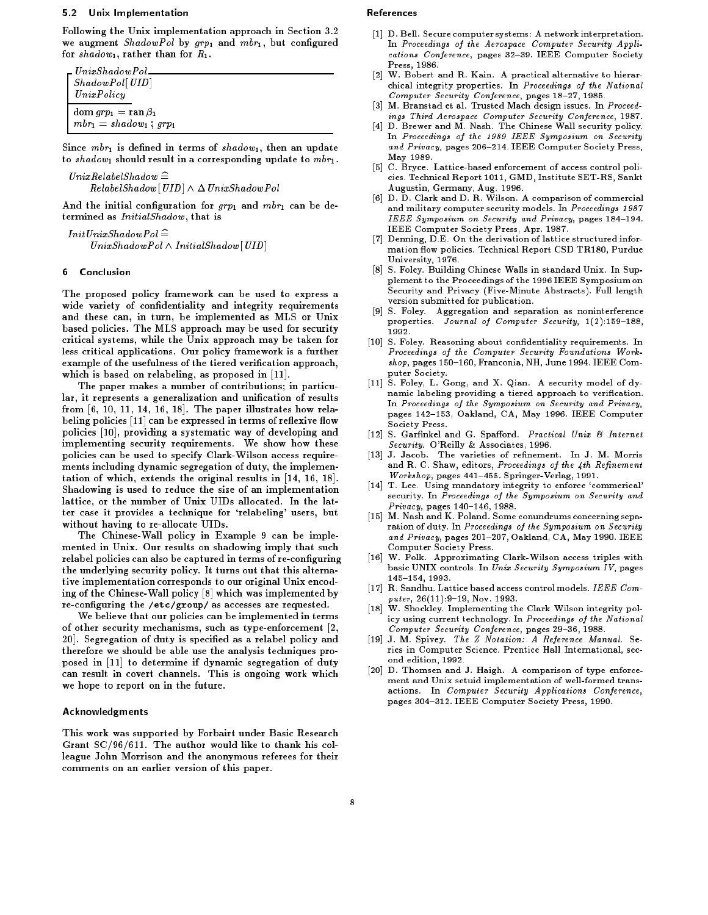### 5.2 Unix Implementation

Following the Unix implementation approach in Section 3.2 we augment *ShadowPol* by $grp_1$ and $mbr_1$, but configured for $shadow_1$, rather than for $R_1$.

$$
\begin{array}{|l}
\textit{UnixShadowPol} \\
\hline
\textit{ShadowPol}[\textit{UID}] \\
\textit{UnixPolicy} \\
\hline
\operatorname{dom} grp_1 = \operatorname{ran} \beta_1 \\
mbr_1 = shadow_1 \mathbin{;} grp_1 \\
\hline
\end{array}
$$

Since $mbr_1$ is defined in terms of $shadow_1$, then an update to $shadow_1$ should result in a corresponding update to $mbr_1$.

$$\textit{UnixRelabelShadow} \mathrel{\widehat=} \textit{RelabelShadow}[\textit{UID}] \land \Delta\, \textit{UnixShadowPol}$$

And the initial configuration for $grp_1$ and $mbr_1$ can be determined as *InitialShadow*, that is

$$\textit{InitUnixShadowPol} \mathrel{\widehat=} \textit{UnixShadowPol} \land \textit{InitialShadow}[\textit{UID}]$$

## 6 Conclusion

The proposed policy framework can be used to express a wide variety of confidentiality and integrity requirements and these can, in turn, be implemented as MLS or Unix based policies. The MLS approach may be used for security critical systems, while the Unix approach may be taken for less critical applications. Our policy framework is a further example of the usefulness of the tiered verification approach, which is based on relabeling, as proposed in [11].

The paper makes a number of contributions; in particular, it represents a generalization and unification of results from [6, 10, 11, 14, 16, 18]. The paper illustrates how relabeling policies [11] can be expressed in terms of reflexive flow policies [10], providing a systematic way of developing and implementing security requirements. We show how these policies can be used to specify Clark-Wilson access requirements including dynamic segregation of duty, the implementation of which, extends the original results in [14, 16, 18]. Shadowing is used to reduce the size of an implementation lattice, or the number of Unix UIDs allocated. In the latter case it provides a technique for 'relabeling' users, but without having to re-allocate UIDs.

The Chinese-Wall policy in Example 9 can be implemented in Unix. Our results on shadowing imply that such relabel policies can also be captured in terms of re-configuring the underlying security policy. It turns out that this alternative implementation corresponds to our original Unix encoding of the Chinese-Wall policy [8] which was implemented by re-configuring the `/etc/group/` as accesses are requested.

We believe that our policies can be implemented in terms of other security mechanisms, such as type-enforcement [2, 20]. Segregation of duty is specified as a relabel policy and therefore we should be able use the analysis techniques proposed in [11] to determine if dynamic segregation of duty can result in covert channels. This is ongoing work which we hope to report on in the future.

### Acknowledgments

This work was supported by Forbairt under Basic Research Grant SC/96/611. The author would like to thank his colleague John Morrison and the anonymous referees for their comments on an earlier version of this paper.

### References

[1] D. Bell. Secure computer systems: A network interpretation. In *Proceedings of the Aerospace Computer Security Applications Conference*, pages 32–39. IEEE Computer Society Press, 1986.

[2] W. Bobert and R. Kain. A practical alternative to hierarchical integrity properties. In *Proceedings of the National Computer Security Conference*, pages 18–27, 1985.

[3] M. Branstad et al. Trusted Mach design issues. In *Proceedings Third Aerospace Computer Security Conference*, 1987.

[4] D. Brewer and M. Nash. The Chinese Wall security policy. In *Proceedings of the 1989 IEEE Symposium on Security and Privacy*, pages 206–214. IEEE Computer Society Press, May 1989.

[5] C. Bryce. Lattice-based enforcement of access control policies. Technical Report 1011, GMD, Institute SET-RS, Sankt Augustin, Germany, Aug. 1996.

[6] D. D. Clark and D. R. Wilson. A comparison of commercial and military computer security models. In *Proceedings 1987 IEEE Symposium on Security and Privacy*, pages 184–194. IEEE Computer Society Press, Apr. 1987.

[7] Denning, D.E. On the derivation of lattice structured information flow policies. Technical Report CSD TR180, Purdue University, 1976.

[8] S. Foley. Building Chinese Walls in standard Unix. In Supplement to the Proceedings of the 1996 IEEE Symposium on Security and Privacy (Five-Minute Abstracts). Full length version submitted for publication.

[9] S. Foley. Aggregation and separation as noninterference properties. *Journal of Computer Security*, 1(2):159–188, 1992.

[10] S. Foley. Reasoning about confidentiality requirements. In *Proceedings of the Computer Security Foundations Workshop*, pages 150–160, Franconia, NH, June 1994. IEEE Computer Society.

[11] S. Foley, L. Gong, and X. Qian. A security model of dynamic labeling providing a tiered approach to verification. In *Proceedings of the Symposium on Security and Privacy*, pages 142–153, Oakland, CA, May 1996. IEEE Computer Society Press.

[12] S. Garfinkel and G. Spafford. *Practical Unix & Internet Security*. O'Reilly & Associates, 1996.

[13] J. Jacob. The varieties of refinement. In J. M. Morris and R. C. Shaw, editors, *Proceedings of the 4th Refinement Workshop*, pages 441–455. Springer-Verlag, 1991.

[14] T. Lee. Using mandatory integrity to enforce 'commerical' security. In *Proceedings of the Symposium on Security and Privacy*, pages 140–146, 1988.

[15] M. Nash and K. Poland. Some conundrums concerning separation of duty. In *Proceedings of the Symposium on Security and Privacy*, pages 201–207, Oakland, CA, May 1990. IEEE Computer Society Press.

[16] W. Polk. Approximating Clark-Wilson access triples with basic UNIX controls. In *Unix Security Symposium IV*, pages 145–154, 1993.

[17] R. Sandhu. Lattice based access control models. *IEEE Computer*, 26(11):9–19, Nov. 1993.

[18] W. Shockley. Implementing the Clark Wilson integrity policy using current technology. In *Proceedings of the National Computer Security Conference*, pages 29–36, 1988.

[19] J. M. Spivey. *The Z Notation: A Reference Manual*. Series in Computer Science. Prentice Hall International, second edition, 1992.

[20] D. Thomsen and J. Haigh. A comparison of type enforcement and Unix setuid implementation of well-formed transactions. In *Computer Security Applications Conference*, pages 304–312. IEEE Computer Society Press, 1990.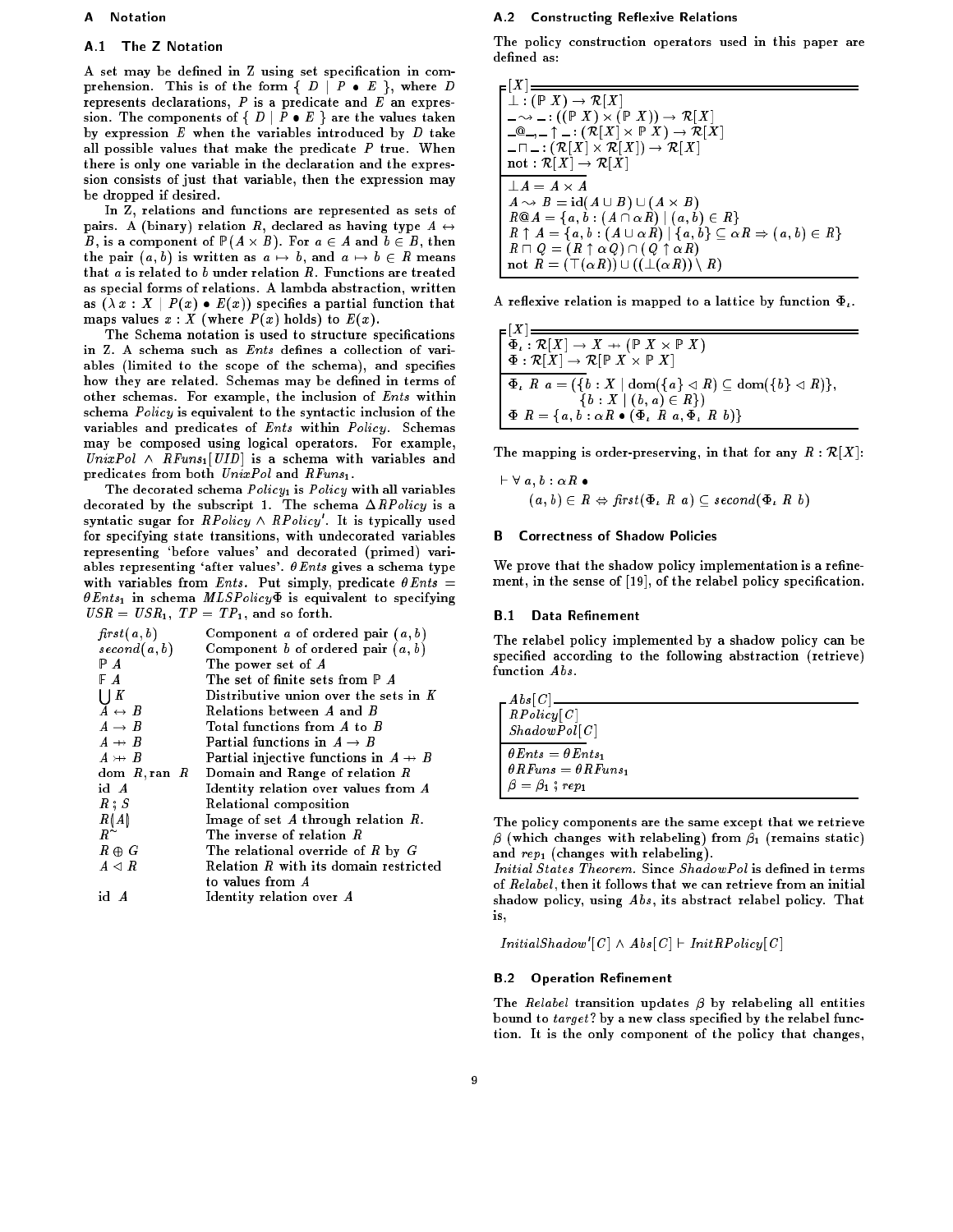## A Notation

### A.1 The Z Notation

A set may be defined in Z using set specification in comprehension. This is of the form $\{ D \mid P \bullet E \}$, where $D$ represents declarations, $P$ is a predicate and $E$ an expression. The components of $\{ D \mid P \bullet E \}$ are the values taken by expression $E$ when the variables introduced by $D$ take all possible values that make the predicate $P$ true. When there is only one variable in the declaration and the expression consists of just that variable, then the expression may be dropped if desired.

In Z, relations and functions are represented as sets of pairs. A (binary) relation $R$, declared as having type $A \leftrightarrow B$, is a component of $\mathbb{P}(A \times B)$. For $a \in A$ and $b \in B$, then the pair $(a, b)$ is written as $a \mapsto b$, and $a \mapsto b \in R$ means that $a$ is related to $b$ under relation $R$. Functions are treated as special forms of relations. A lambda abstraction, written as $(\lambda\, x : X \mid P(x) \bullet E(x))$ specifies a partial function that maps values $x : X$ (where $P(x)$ holds) to $E(x)$.

The Schema notation is used to structure specifications in Z. A schema such as *Ents* defines a collection of variables (limited to the scope of the schema), and specifies how they are related. Schemas may be defined in terms of other schemas. For example, the inclusion of *Ents* within schema *Policy* is equivalent to the syntactic inclusion of the variables and predicates of *Ents* within *Policy*. Schemas may be composed using logical operators. For example, $UnixPol \wedge RFuns_1[UID]$ is a schema with variables and predicates from both *UnixPol* and $RFuns_1$.

The decorated schema $Policy_1$ is *Policy* with all variables decorated by the subscript 1. The schema $\Delta RPolicy$ is a syntatic sugar for $RPolicy \wedge RPolicy'$. It is typically used for specifying state transitions, with undecorated variables representing 'before values' and decorated (primed) variables representing 'after values'. $\theta Ents$ gives a schema type with variables from *Ents*. Put simply, predicate $\theta Ents = \theta Ents_1$ in schema $MLSPolicy\Phi$ is equivalent to specifying $USR = USR_1$, $TP = TP_1$, and so forth.

| | |
|---|---|
| $first(a, b)$ | Component $a$ of ordered pair $(a, b)$ |
| $second(a, b)$ | Component $b$ of ordered pair $(a, b)$ |
| $\mathbb{P}\, A$ | The power set of $A$ |
| $\mathbb{F}\, A$ | The set of finite sets from $\mathbb{P}\, A$ |
| $\bigcup K$ | Distributive union over the sets in $K$ |
| $A \leftrightarrow B$ | Relations between $A$ and $B$ |
| $A \rightarrow B$ | Total functions from $A$ to $B$ |
| $A \nrightarrow B$ | Partial functions in $A \rightarrow B$ |
| $A \rightarrowtail B$ | Partial injective functions in $A \nrightarrow B$ |
| $\mathrm{dom}\ R, \mathrm{ran}\ R$ | Domain and Range of relation $R$ |
| $\mathrm{id}\ A$ | Identity relation over values from $A$ |
| $R \,;\, S$ | Relational composition |
| $R(\!\| A \|\!)$ | Image of set $A$ through relation $R$. |
| $R^{\sim}$ | The inverse of relation $R$ |
| $R \oplus G$ | The relational override of $R$ by $G$ |
| $A \lhd R$ | Relation $R$ with its domain restricted to values from $A$ |
| $\mathrm{id}\ A$ | Identity relation over $A$ |

### A.2 Constructing Reflexive Relations

The policy construction operators used in this paper are defined as:

$$
\begin{array}{l}
[X] \\
\hline
\bot : (\mathbb{P}\, X) \rightarrow \mathcal{R}[X] \\
\_ \leadsto \_ : ((\mathbb{P}\, X) \times (\mathbb{P}\, X)) \rightarrow \mathcal{R}[X] \\
\_@\_, \_ \uparrow \_ : (\mathcal{R}[X] \times \mathbb{P}\, X) \rightarrow \mathcal{R}[X] \\
\_ \sqcap \_ : (\mathcal{R}[X] \times \mathcal{R}[X]) \rightarrow \mathcal{R}[X] \\
\mathrm{not} : \mathcal{R}[X] \rightarrow \mathcal{R}[X] \\
\hline
\bot A = A \times A \\
A \leadsto B = \mathrm{id}(A \cup B) \cup (A \times B) \\
R@A = \{a, b : (A \cap \alpha R) \mid (a, b) \in R\} \\
R \uparrow A = \{a, b : (A \cup \alpha R) \mid \{a, b\} \subseteq \alpha R \Rightarrow (a, b) \in R\} \\
R \sqcap Q = (R \uparrow \alpha Q) \cap (Q \uparrow \alpha R) \\
\mathrm{not}\ R = (\top(\alpha R)) \cup ((\bot(\alpha R)) \setminus R)
\end{array}
$$

A reflexive relation is mapped to a lattice by function $\Phi_\iota$.

$$
\begin{array}{l}
[X] \\
\hline
\Phi_\iota : \mathcal{R}[X] \rightarrow X \nrightarrow (\mathbb{P}\, X \times \mathbb{P}\, X) \\
\Phi : \mathcal{R}[X] \rightarrow \mathcal{R}[\mathbb{P}\, X \times \mathbb{P}\, X] \\
\hline
\Phi_\iota\ R\ a = (\{b : X \mid \mathrm{dom}(\{a\} \lhd R) \subseteq \mathrm{dom}(\{b\} \lhd R)\}, \\
\qquad\qquad \{b : X \mid (b, a) \in R\}) \\
\Phi\ R = \{a, b : \alpha R \bullet (\Phi_\iota\ R\ a, \Phi_\iota\ R\ b)\}
\end{array}
$$

The mapping is order-preserving, in that for any $R : \mathcal{R}[X]$:

$$
\begin{array}{l}
\vdash \forall\, a, b : \alpha R \bullet \\
\qquad (a, b) \in R \Leftrightarrow first(\Phi_\iota\ R\ a) \subseteq second(\Phi_\iota\ R\ b)
\end{array}
$$

## B Correctness of Shadow Policies

We prove that the shadow policy implementation is a refinement, in the sense of [19], of the relabel policy specification.

### B.1 Data Refinement

The relabel policy implemented by a shadow policy can be specified according to the following abstraction (retrieve) function *Abs*.

$$
\begin{array}{l}
Abs[C] \\
\hline
RPolicy[C] \\
ShadowPol[C] \\
\hline
\theta Ents = \theta Ents_1 \\
\theta RFuns = \theta RFuns_1 \\
\beta = \beta_1 \,;\, rep_1
\end{array}
$$

The policy components are the same except that we retrieve $\beta$ (which changes with relabeling) from $\beta_1$ (remains static) and $rep_1$ (changes with relabeling).

*Initial States Theorem.* Since *ShadowPol* is defined in terms of *Relabel*, then it follows that we can retrieve from an initial shadow policy, using *Abs*, its abstract relabel policy. That is,

$$InitialShadow'[C] \wedge Abs[C] \vdash InitRPolicy[C]$$

### B.2 Operation Refinement

The *Relabel* transition updates $\beta$ by relabeling all entities bound to *target?* by a new class specified by the relabel function. It is the only component of the policy that changes,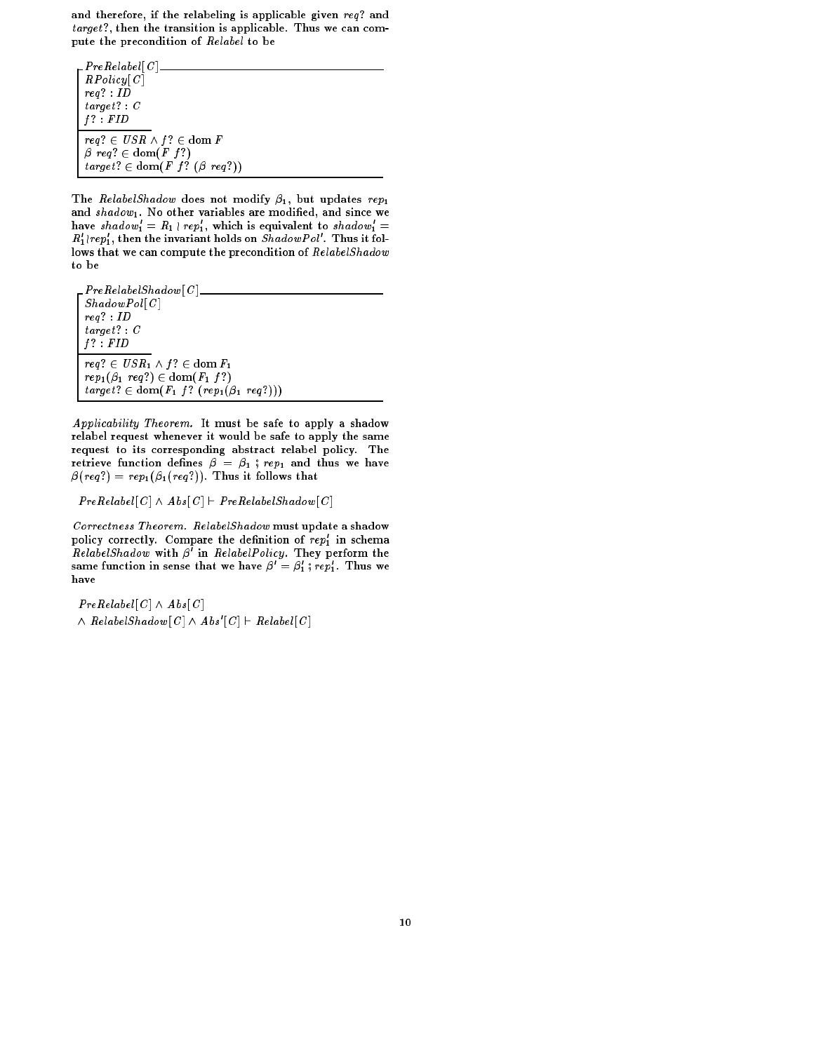and therefore, if the relabeling is applicable given $req?$ and $target?$, then the transition is applicable. Thus we can compute the precondition of *Relabel* to be

$$
\begin{array}{|l}
\textit{PreRelabel}[C] \\
\hline
\textit{RPolicy}[C] \\
req? : ID \\
target? : C \\
f? : FID \\
\hline
req? \in USR \wedge f? \in \mathrm{dom}\, F \\
\beta\ req? \in \mathrm{dom}(F\ f?) \\
target? \in \mathrm{dom}(F\ f?\ (\beta\ req?)) \\
\hline
\end{array}
$$

The *RelabelShadow* does not modify $\beta_1$, but updates $rep_1$ and $shadow_1$. No other variables are modified, and since we have $shadow_1' = R_1 \wr rep_1'$, which is equivalent to $shadow_1' = R_1' \wr rep_1'$, then the invariant holds on $ShadowPol'$. Thus it follows that we can compute the precondition of *RelabelShadow* to be

$$
\begin{array}{|l}
\textit{PreRelabelShadow}[C] \\
\hline
\textit{ShadowPol}[C] \\
req? : ID \\
target? : C \\
f? : FID \\
\hline
req? \in USR_1 \wedge f? \in \mathrm{dom}\, F_1 \\
rep_1(\beta_1\ req?) \in \mathrm{dom}(F_1\ f?) \\
target? \in \mathrm{dom}(F_1\ f?\ (rep_1(\beta_1\ req?))) \\
\hline
\end{array}
$$

*Applicability Theorem.* It must be safe to apply a shadow relabel request whenever it would be safe to apply the same request to its corresponding abstract relabel policy. The retrieve function defines $\beta = \beta_1 \fatsemi rep_1$ and thus we have $\beta(req?) = rep_1(\beta_1(req?))$. Thus it follows that

$$PreRelabel[C] \wedge Abs[C] \vdash PreRelabelShadow[C]$$

*Correctness Theorem.* *RelabelShadow* must update a shadow policy correctly. Compare the definition of $rep_1'$ in schema *RelabelShadow* with $\beta'$ in *RelabelPolicy*. They perform the same function in sense that we have $\beta' = \beta_1' \fatsemi rep_1'$. Thus we have

$$
\begin{array}{l}
PreRelabel[C] \wedge Abs[C] \\
\wedge\ RelabelShadow[C] \wedge Abs'[C] \vdash Relabel[C]
\end{array}
$$